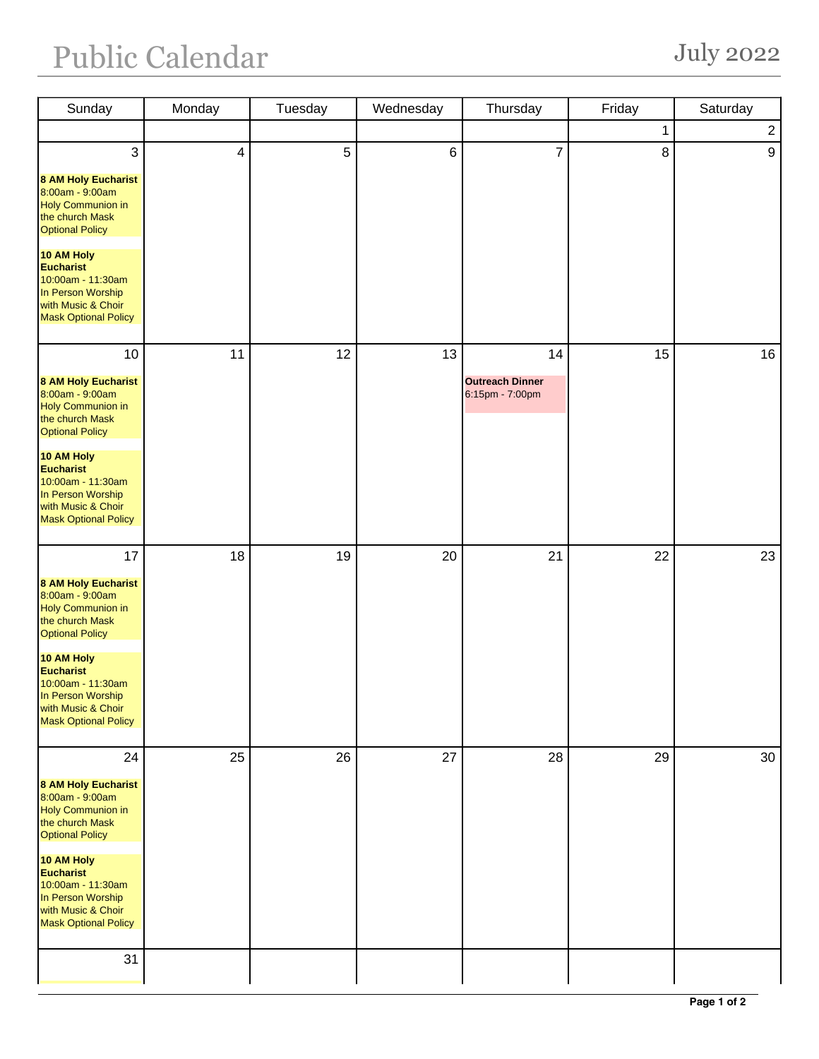# Public Calendar

## July 2022

| Sunday | Monday | Tuesday | Wednesday | Thursday | Friday | Saturday |
| --- | --- | --- | --- | --- | --- | --- |
| | | | | | 1 | 2 |
| 3<br><br>**8 AM Holy Eucharist**<br>8:00am - 9:00am<br>Holy Communion in the church Mask Optional Policy<br><br>**10 AM Holy Eucharist**<br>10:00am - 11:30am<br>In Person Worship with Music & Choir Mask Optional Policy | 4 | 5 | 6 | 7 | 8 | 9 |
| 10<br><br>**8 AM Holy Eucharist**<br>8:00am - 9:00am<br>Holy Communion in the church Mask Optional Policy<br><br>**10 AM Holy Eucharist**<br>10:00am - 11:30am<br>In Person Worship with Music & Choir Mask Optional Policy | 11 | 12 | 13 | 14<br><br>**Outreach Dinner**<br>6:15pm - 7:00pm | 15 | 16 |
| 17<br><br>**8 AM Holy Eucharist**<br>8:00am - 9:00am<br>Holy Communion in the church Mask Optional Policy<br><br>**10 AM Holy Eucharist**<br>10:00am - 11:30am<br>In Person Worship with Music & Choir Mask Optional Policy | 18 | 19 | 20 | 21 | 22 | 23 |
| 24<br><br>**8 AM Holy Eucharist**<br>8:00am - 9:00am<br>Holy Communion in the church Mask Optional Policy<br><br>**10 AM Holy Eucharist**<br>10:00am - 11:30am<br>In Person Worship with Music & Choir Mask Optional Policy | 25 | 26 | 27 | 28 | 29 | 30 |
| 31 | | | | | | |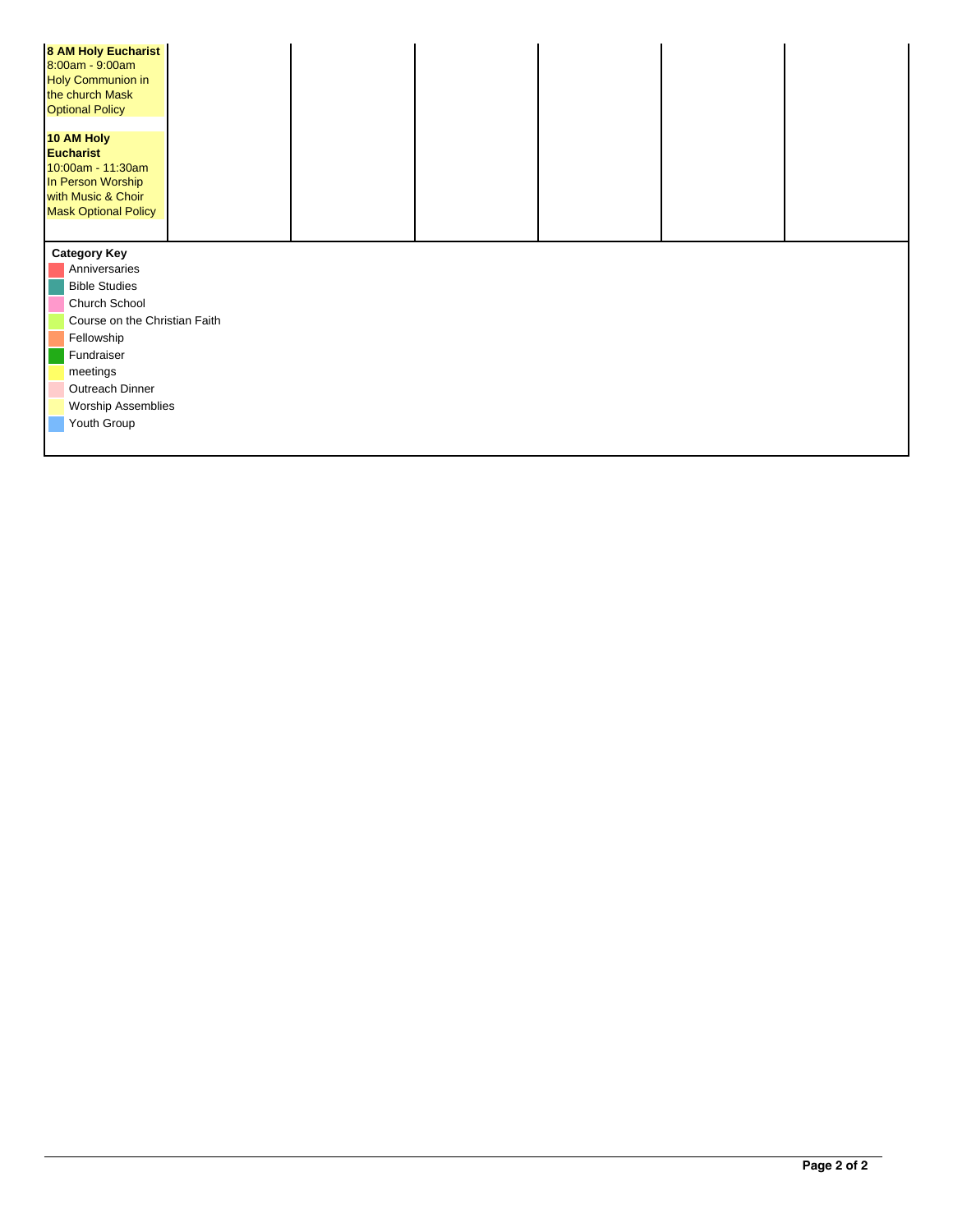| | | | | | | |
|---|---|---|---|---|---|---|
| **8 AM Holy Eucharist** 8:00am - 9:00am Holy Communion in the church Mask Optional Policy<br><br>**10 AM Holy Eucharist** 10:00am - 11:30am In Person Worship with Music & Choir Mask Optional Policy | | | | | | |

**Category Key**

- Anniversaries
- Bible Studies
- Church School
- Course on the Christian Faith
- Fellowship
- Fundraiser
- meetings
- Outreach Dinner
- Worship Assemblies
- Youth Group